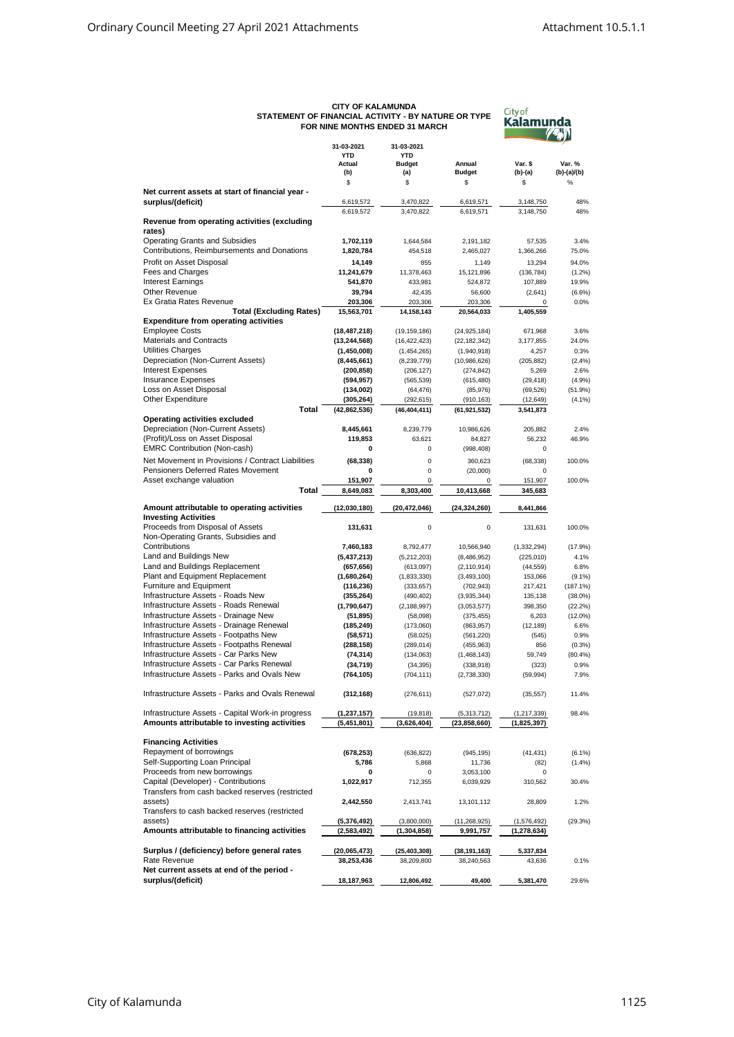**CITY OF KALAMUNDA**
**STATEMENT OF FINANCIAL ACTIVITY - BY NATURE OR TYPE**
**FOR NINE MONTHS ENDED 31 MARCH**

| | 31-03-2021 YTD Actual (b) | 31-03-2021 YTD Budget (a) | Annual Budget | Var. $ (b)-(a) | Var. % (b)-(a)/(b) |
|---|---|---|---|---|---|
| | $ | $ | $ | $ | % |
| **Net current assets at start of financial year - surplus/(deficit)** | 6,619,572 | 3,470,822 | 6,619,571 | 3,148,750 | 48% |
| | 6,619,572 | 3,470,822 | 6,619,571 | 3,148,750 | 48% |
| **Revenue from operating activities (excluding rates)** | | | | | |
| Operating Grants and Subsidies | **1,702,119** | 1,644,584 | 2,191,182 | 57,535 | 3.4% |
| Contributions, Reimbursements and Donations | **1,820,784** | 454,518 | 2,465,027 | 1,366,266 | 75.0% |
| Profit on Asset Disposal | **14,149** | 855 | 1,149 | 13,294 | 94.0% |
| Fees and Charges | **11,241,679** | 11,378,463 | 15,121,896 | (136,784) | (1.2%) |
| Interest Earnings | **541,870** | 433,981 | 524,872 | 107,889 | 19.9% |
| Other Revenue | **39,794** | 42,435 | 56,600 | (2,641) | (6.6%) |
| Ex Gratia Rates Revenue | **203,306** | 203,306 | 203,306 | 0 | 0.0% |
| **Total (Excluding Rates)** | **15,563,701** | **14,158,143** | **20,564,033** | **1,405,559** | |
| **Expenditure from operating activities** | | | | | |
| Employee Costs | **(18,487,218)** | (19,159,186) | (24,925,184) | 671,968 | 3.6% |
| Materials and Contracts | **(13,244,568)** | (16,422,423) | (22,182,342) | 3,177,855 | 24.0% |
| Utilities Charges | **(1,450,008)** | (1,454,265) | (1,940,918) | 4,257 | 0.3% |
| Depreciation (Non-Current Assets) | **(8,445,661)** | (8,239,779) | (10,986,626) | (205,882) | (2.4%) |
| Interest Expenses | **(200,858)** | (206,127) | (274,842) | 5,269 | 2.6% |
| Insurance Expenses | **(594,957)** | (565,539) | (615,480) | (29,418) | (4.9%) |
| Loss on Asset Disposal | **(134,002)** | (64,476) | (85,976) | (69,526) | (51.9%) |
| Other Expenditure | **(305,264)** | (292,615) | (910,163) | (12,649) | (4.1%) |
| **Total** | **(42,862,536)** | **(46,404,411)** | **(61,921,532)** | **3,541,873** | |
| **Operating activities excluded** | | | | | |
| Depreciation (Non-Current Assets) | **8,445,661** | 8,239,779 | 10,986,626 | 205,882 | 2.4% |
| (Profit)/Loss on Asset Disposal | **119,853** | 63,621 | 84,827 | 56,232 | 46.9% |
| EMRC Contribution (Non-cash) | **0** | 0 | (998,408) | 0 | |
| Net Movement in Provisions / Contract Liabilities | **(68,338)** | 0 | 360,623 | (68,338) | 100.0% |
| Pensioners Deferred Rates Movement | **0** | 0 | (20,000) | 0 | |
| Asset exchange valuation | **151,907** | 0 | 0 | 151,907 | 100.0% |
| **Total** | **8,649,083** | **8,303,400** | **10,413,668** | **345,683** | |
| **Amount attributable to operating activities** | **(12,030,180)** | **(20,472,046)** | **(24,324,260)** | **8,441,866** | |
| **Investing Activities** | | | | | |
| Proceeds from Disposal of Assets | **131,631** | 0 | 0 | 131,631 | 100.0% |
| Non-Operating Grants, Subsidies and Contributions | **7,460,183** | 8,792,477 | 10,566,940 | (1,332,294) | (17.9%) |
| Land and Buildings New | **(5,437,213)** | (5,212,203) | (8,486,952) | (225,010) | 4.1% |
| Land and Buildings Replacement | **(657,656)** | (613,097) | (2,110,914) | (44,559) | 6.8% |
| Plant and Equipment Replacement | **(1,680,264)** | (1,833,330) | (3,493,100) | 153,066 | (9.1%) |
| Furniture and Equipment | **(116,236)** | (333,657) | (702,943) | 217,421 | (187.1%) |
| Infrastructure Assets - Roads New | **(355,264)** | (490,402) | (3,935,344) | 135,138 | (38.0%) |
| Infrastructure Assets - Roads Renewal | **(1,790,647)** | (2,188,997) | (3,053,577) | 398,350 | (22.2%) |
| Infrastructure Assets - Drainage New | **(51,895)** | (58,098) | (375,455) | 6,203 | (12.0%) |
| Infrastructure Assets - Drainage Renewal | **(185,249)** | (173,060) | (863,957) | (12,189) | 6.6% |
| Infrastructure Assets - Footpaths New | **(58,571)** | (58,025) | (561,220) | (545) | 0.9% |
| Infrastructure Assets - Footpaths Renewal | **(288,158)** | (289,014) | (455,963) | 856 | (0.3%) |
| Infrastructure Assets - Car Parks New | **(74,314)** | (134,063) | (1,468,143) | 59,749 | (80.4%) |
| Infrastructure Assets - Car Parks Renewal | **(34,719)** | (34,395) | (338,918) | (323) | 0.9% |
| Infrastructure Assets - Parks and Ovals New | **(764,105)** | (704,111) | (2,738,330) | (59,994) | 7.9% |
| Infrastructure Assets - Parks and Ovals Renewal | **(312,168)** | (276,611) | (527,072) | (35,557) | 11.4% |
| Infrastructure Assets - Capital Work-in progress | **(1,237,157)** | (19,818) | (5,313,712) | (1,217,339) | 98.4% |
| **Amounts attributable to investing activities** | **(5,451,801)** | **(3,626,404)** | **(23,858,660)** | **(1,825,397)** | |
| **Financing Activities** | | | | | |
| Repayment of borrowings | **(678,253)** | (636,822) | (945,195) | (41,431) | (6.1%) |
| Self-Supporting Loan Principal | **5,786** | 5,868 | 11,736 | (82) | (1.4%) |
| Proceeds from new borrowings | **0** | 0 | 3,053,100 | 0 | |
| Capital (Developer) - Contributions | **1,022,917** | 712,355 | 6,039,929 | 310,562 | 30.4% |
| Transfers from cash backed reserves (restricted assets) | **2,442,550** | 2,413,741 | 13,101,112 | 28,809 | 1.2% |
| Transfers to cash backed reserves (restricted assets) | **(5,376,492)** | (3,800,000) | (11,268,925) | (1,576,492) | (29.3%) |
| **Amounts attributable to financing activities** | **(2,583,492)** | **(1,304,858)** | **9,991,757** | **(1,278,634)** | |
| **Surplus / (deficiency) before general rates** | **(20,065,473)** | **(25,403,308)** | **(38,191,163)** | **5,337,834** | |
| Rate Revenue | **38,253,436** | 38,209,800 | 38,240,563 | 43,636 | 0.1% |
| **Net current assets at end of the period - surplus/(deficit)** | **18,187,963** | **12,806,492** | **49,400** | **5,381,470** | 29.6% |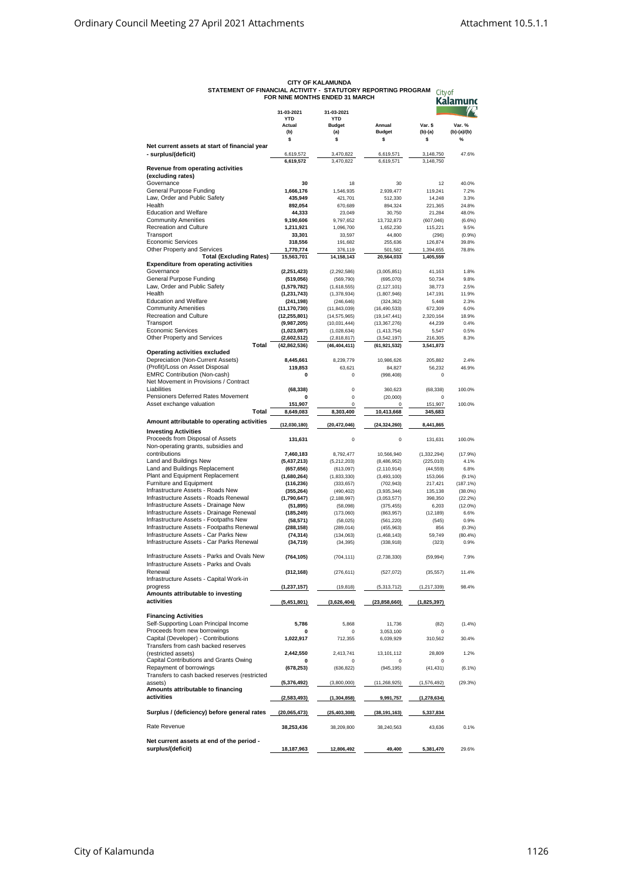# CITY OF KALAMUNDA
## STATEMENT OF FINANCIAL ACTIVITY - STATUTORY REPORTING PROGRAM
### FOR NINE MONTHS ENDED 31 MARCH

| | 31-03-2021 YTD Actual (b) $ | 31-03-2021 YTD Budget (a) $ | Annual Budget $ | Var. $ (b)-(a) $ | Var. % (b)-(a)/(b) % |
|---|---|---|---|---|---|
| **Net current assets at start of financial year - surplus/(deficit)** | 6,619,572 | 3,470,822 | 6,619,571 | 3,148,750 | 47.6% |
| | 6,619,572 | 3,470,822 | 6,619,571 | 3,148,750 | |
| **Revenue from operating activities (excluding rates)** | | | | | |
| Governance | 30 | 18 | 30 | 12 | 40.0% |
| General Purpose Funding | 1,666,176 | 1,546,935 | 2,939,477 | 119,241 | 7.2% |
| Law, Order and Public Safety | 435,949 | 421,701 | 512,330 | 14,248 | 3.3% |
| Health | 892,054 | 670,689 | 894,324 | 221,365 | 24.8% |
| Education and Welfare | 44,333 | 23,049 | 30,750 | 21,284 | 48.0% |
| Community Amenities | 9,190,606 | 9,797,652 | 13,732,873 | (607,046) | (6.6%) |
| Recreation and Culture | 1,211,921 | 1,096,700 | 1,652,230 | 115,221 | 9.5% |
| Transport | 33,301 | 33,597 | 44,800 | (296) | (0.9%) |
| Economic Services | 318,556 | 191,682 | 255,636 | 126,874 | 39.8% |
| Other Property and Services | 1,770,774 | 376,119 | 501,582 | 1,394,655 | 78.8% |
| **Total (Excluding Rates)** | 15,563,701 | 14,158,143 | 20,564,033 | 1,405,559 | |
| **Expenditure from operating activities** | | | | | |
| Governance | (2,251,423) | (2,292,586) | (3,005,851) | 41,163 | 1.8% |
| General Purpose Funding | (519,056) | (569,790) | (695,070) | 50,734 | 9.8% |
| Law, Order and Public Safety | (1,579,782) | (1,618,555) | (2,127,101) | 38,773 | 2.5% |
| Health | (1,231,743) | (1,378,934) | (1,807,946) | 147,191 | 11.9% |
| Education and Welfare | (241,198) | (246,646) | (324,362) | 5,448 | 2.3% |
| Community Amenities | (11,170,730) | (11,843,039) | (16,490,533) | 672,309 | 6.0% |
| Recreation and Culture | (12,255,801) | (14,575,965) | (19,147,441) | 2,320,164 | 18.9% |
| Transport | (9,987,205) | (10,031,444) | (13,367,276) | 44,239 | 0.4% |
| Economic Services | (1,023,087) | (1,028,634) | (1,413,754) | 5,547 | 0.5% |
| Other Property and Services | (2,602,512) | (2,818,817) | (3,542,197) | 216,305 | 8.3% |
| **Total** | (42,862,536) | (46,404,411) | (61,921,532) | 3,541,873 | |
| **Operating activities excluded** | | | | | |
| Depreciation (Non-Current Assets) | 8,445,661 | 8,239,779 | 10,986,626 | 205,882 | 2.4% |
| (Profit)/Loss on Asset Disposal | 119,853 | 63,621 | 84,827 | 56,232 | 46.9% |
| EMRC Contribution (Non-cash) | 0 | 0 | (998,408) | 0 | |
| Net Movement in Provisions / Contract Liabilities | (68,338) | 0 | 360,623 | (68,338) | 100.0% |
| Pensioners Deferred Rates Movement | 0 | 0 | (20,000) | 0 | |
| Asset exchange valuation | 151,907 | 0 | 0 | 151,907 | 100.0% |
| **Total** | 8,649,083 | 8,303,400 | 10,413,668 | 345,683 | |
| **Amount attributable to operating activities** | (12,030,180) | (20,472,046) | (24,324,260) | 8,441,865 | |
| **Investing Activities** | | | | | |
| Proceeds from Disposal of Assets | 131,631 | 0 | 0 | 131,631 | 100.0% |
| Non-operating grants, subsidies and contributions | 7,460,183 | 8,792,477 | 10,566,940 | (1,332,294) | (17.9%) |
| Land and Buildings New | (5,437,213) | (5,212,203) | (8,486,952) | (225,010) | 4.1% |
| Land and Buildings Replacement | (657,656) | (613,097) | (2,110,914) | (44,559) | 6.8% |
| Plant and Equipment Replacement | (1,680,264) | (1,833,330) | (3,493,100) | 153,066 | (9.1%) |
| Furniture and Equipment | (116,236) | (333,657) | (702,943) | 217,421 | (187.1%) |
| Infrastructure Assets - Roads New | (355,264) | (490,402) | (3,935,344) | 135,138 | (38.0%) |
| Infrastructure Assets - Roads Renewal | (1,790,647) | (2,188,997) | (3,053,577) | 398,350 | (22.2%) |
| Infrastructure Assets - Drainage New | (51,895) | (58,098) | (375,455) | 6,203 | (12.0%) |
| Infrastructure Assets - Drainage Renewal | (185,249) | (173,060) | (863,957) | (12,189) | 6.6% |
| Infrastructure Assets - Footpaths New | (58,571) | (58,025) | (561,220) | (545) | 0.9% |
| Infrastructure Assets - Footpaths Renewal | (288,158) | (289,014) | (455,963) | 856 | (0.3%) |
| Infrastructure Assets - Car Parks New | (74,314) | (134,063) | (1,468,143) | 59,749 | (80.4%) |
| Infrastructure Assets - Car Parks Renewal | (34,719) | (34,395) | (338,918) | (323) | 0.9% |
| Infrastructure Assets - Parks and Ovals New | (764,105) | (704,111) | (2,738,330) | (59,994) | 7.9% |
| Infrastructure Assets - Parks and Ovals Renewal | (312,168) | (276,611) | (527,072) | (35,557) | 11.4% |
| Infrastructure Assets - Capital Work-in progress | (1,237,157) | (19,818) | (5,313,712) | (1,217,339) | 98.4% |
| **Amounts attributable to investing activities** | (5,451,801) | (3,626,404) | (23,858,660) | (1,825,397) | |
| **Financing Activities** | | | | | |
| Self-Supporting Loan Principal Income | 5,786 | 5,868 | 11,736 | (82) | (1.4%) |
| Proceeds from new borrowings | 0 | 0 | 3,053,100 | 0 | |
| Capital (Developer) - Contributions | 1,022,917 | 712,355 | 6,039,929 | 310,562 | 30.4% |
| Transfers from cash backed reserves (restricted assets) | 2,442,550 | 2,413,741 | 13,101,112 | 28,809 | 1.2% |
| Capital Contributions and Grants Owing | 0 | 0 | 0 | 0 | |
| Repayment of borrowings | (678,253) | (636,822) | (945,195) | (41,431) | (6.1%) |
| Transfers to cash backed reserves (restricted assets) | (5,376,492) | (3,800,000) | (11,268,925) | (1,576,492) | (29.3%) |
| **Amounts attributable to financing activities** | (2,583,493) | (1,304,858) | 9,991,757 | (1,278,634) | |
| **Surplus / (deficiency) before general rates** | (20,065,473) | (25,403,308) | (38,191,163) | 5,337,834 | |
| Rate Revenue | 38,253,436 | 38,209,800 | 38,240,563 | 43,636 | 0.1% |
| **Net current assets at end of the period - surplus/(deficit)** | 18,187,963 | 12,806,492 | 49,400 | 5,381,470 | 29.6% |